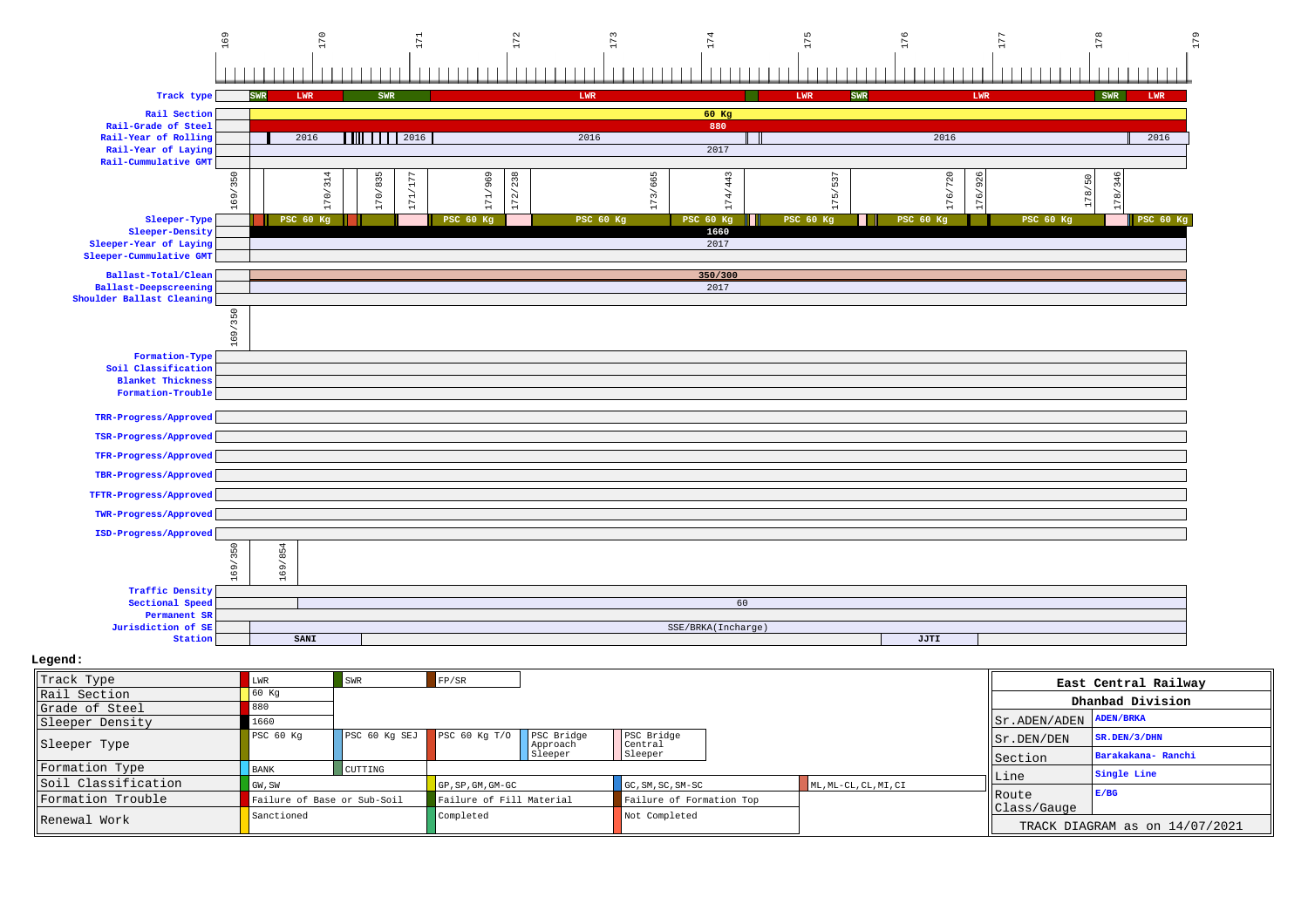| Km | 169 | 170 | 171 | 172 | 173 | 174 | 175 | 176 | 177 | 178 | 179 |
|---|---|---|---|---|---|---|---|---|---|---|---|

| Parameter | Value |
|---|---|
| Track type | SWR, LWR, SWR, LWR, LWR, SWR, LWR, SWR, LWR |
| Rail Section | 60 Kg |
| Rail-Grade of Steel | 880 |
| Rail-Year of Rolling | 2016, 2016, 2016, 2016, 2016 |
| Rail-Year of Laying | 2017 |
| Rail-Cummulative GMT | |
| Sleeper-Type | PSC 60 Kg, PSC 60 Kg, PSC 60 Kg, PSC 60 Kg, PSC 60 Kg, PSC 60 Kg, PSC 60 Kg, PSC 60 Kg |
| Sleeper-Density | 1660 |
| Sleeper-Year of Laying | 2017 |
| Sleeper-Cummulative GMT | |
| Ballast-Total/Clean | 350/300 |
| Ballast-Deepscreening | 2017 |
| Shoulder Ballast Cleaning | |
| Formation-Type | |
| Soil Classification | |
| Blanket Thickness | |
| Formation-Trouble | |
| TRR-Progress/Approved | |
| TSR-Progress/Approved | |
| TFR-Progress/Approved | |
| TBR-Progress/Approved | |
| TFTR-Progress/Approved | |
| TWR-Progress/Approved | |
| ISD-Progress/Approved | |
| Traffic Density | |
| Sectional Speed | 60 |
| Permanent SR | |
| Jurisdiction of SE | SSE/BRKA(Incharge) |
| Station | SANI, JJTI |

Sleeper section chainages: 169/350, 170/314, 170/835, 171/177, 171/969, 172/238, 173/665, 174/443, 175/537, 176/720, 176/926, 178/50, 178/346

Ballast chainage: 169/350

Traffic/Speed chainages: 169/350, 169/854

**Legend:**

| Item | | | | | | |
|---|---|---|---|---|---|---|
| Track Type | LWR | SWR | FP/SR | | | |
| Rail Section | 60 Kg | | | | | |
| Grade of Steel | 880 | | | | | |
| Sleeper Density | 1660 | | | | | |
| Sleeper Type | PSC 60 Kg | PSC 60 Kg SEJ | PSC 60 Kg T/O | PSC Bridge Approach Sleeper | PSC Bridge Central Sleeper | |
| Formation Type | BANK | CUTTING | | | | |
| Soil Classification | GW, SW | | GP, SP, GM, GM-GC | | GC, SM, SC, SM-SC | ML, ML-CL, CL, MI, CI |
| Formation Trouble | Failure of Base or Sub-Soil | | Failure of Fill Material | | Failure of Formation Top | |
| Renewal Work | Sanctioned | | Completed | | Not Completed | |

| East Central Railway | |
|---|---|
| Dhanbad Division | |
| Sr.ADEN/ADEN | ADEN/BRKA |
| Sr.DEN/DEN | SR.DEN/3/DHN |
| Section | Barakakana- Ranchi |
| Line | Single Line |
| Route Class/Gauge | E/BG |
| TRACK DIAGRAM as on 14/07/2021 | |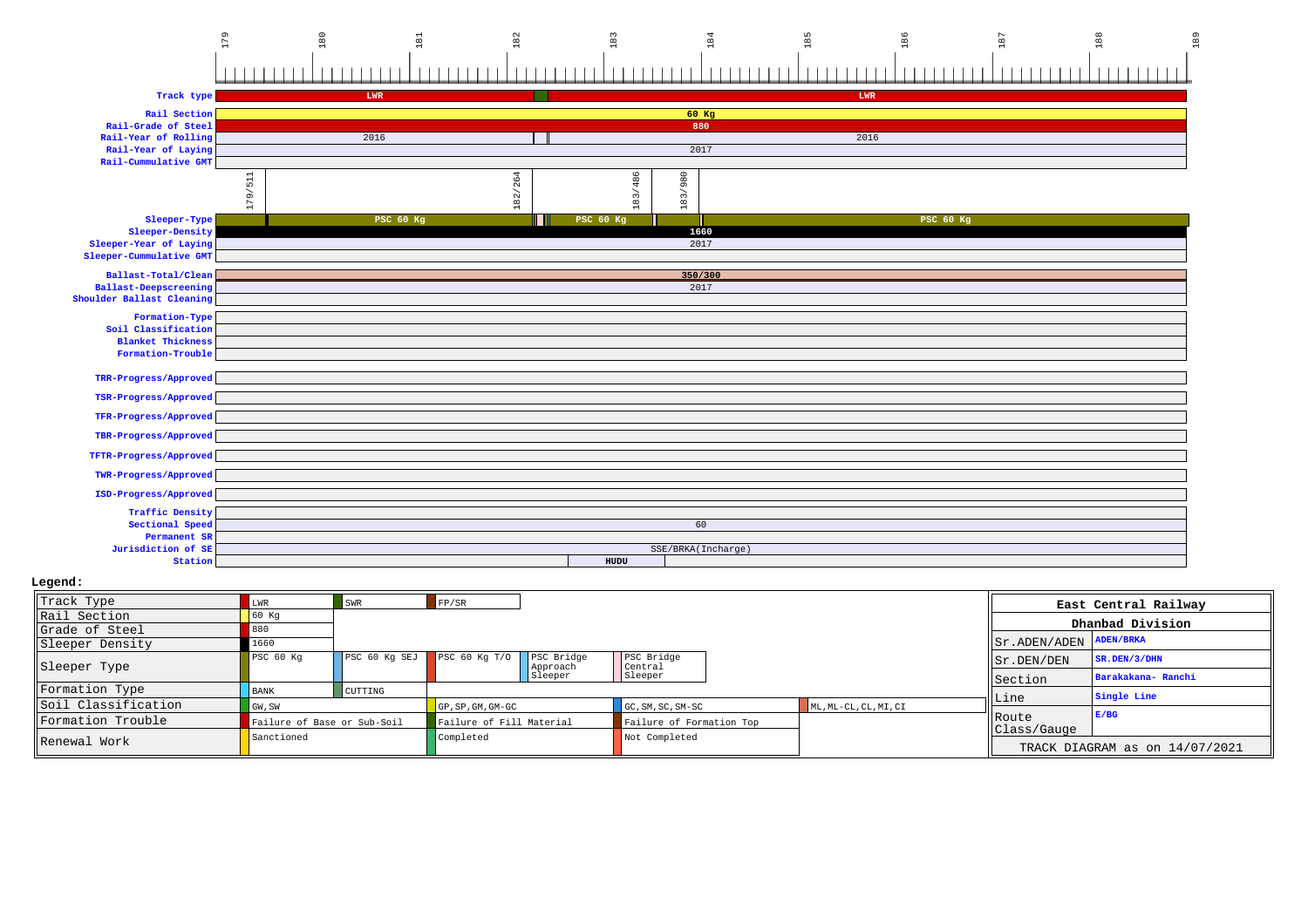| | 179 | 180 | 181 | 182 | 183 | 184 | 185 | 186 | 187 | 188 | 189 |
|---|---|---|---|---|---|---|---|---|---|---|---|

| Parameter | Value |
|---|---|
| Track type | LWR / LWR |
| Rail Section | 60 Kg |
| Rail-Grade of Steel | 880 |
| Rail-Year of Rolling | 2016 / 2016 |
| Rail-Year of Laying | 2017 |
| Rail-Cummulative GMT | |
| Markers | 179/511, 182/264, 183/486, 183/980 |
| Sleeper-Type | PSC 60 Kg / PSC 60 Kg / PSC 60 Kg |
| Sleeper-Density | 1660 |
| Sleeper-Year of Laying | 2017 |
| Sleeper-Cummulative GMT | |
| Ballast-Total/Clean | 350/300 |
| Ballast-Deepscreening | 2017 |
| Shoulder Ballast Cleaning | |
| Formation-Type | |
| Soil Classification | |
| Blanket Thickness | |
| Formation-Trouble | |
| TRR-Progress/Approved | |
| TSR-Progress/Approved | |
| TFR-Progress/Approved | |
| TBR-Progress/Approved | |
| TFTR-Progress/Approved | |
| TWR-Progress/Approved | |
| ISD-Progress/Approved | |
| Traffic Density | |
| Sectional Speed | 60 |
| Permanent SR | |
| Jurisdiction of SE | SSE/BRKA(Incharge) |
| Station | HUDU |

**Legend:**

| | | | | | |
|---|---|---|---|---|---|
| Track Type | LWR | SWR | FP/SR | | |
| Rail Section | 60 Kg | | | | |
| Grade of Steel | 880 | | | | |
| Sleeper Density | 1660 | | | | |
| Sleeper Type | PSC 60 Kg | PSC 60 Kg SEJ | PSC 60 Kg T/O | PSC Bridge Approach Sleeper | PSC Bridge Central Sleeper |
| Formation Type | BANK | CUTTING | | | |
| Soil Classification | GW, SW | | GP, SP, GM, GM-GC | GC, SM, SC, SM-SC | ML, ML-CL, CL, MI, CI |
| Formation Trouble | Failure of Base or Sub-Soil | | Failure of Fill Material | Failure of Formation Top | |
| Renewal Work | Sanctioned | | Completed | Not Completed | |

| East Central Railway | |
|---|---|
| Dhanbad Division | |
| Sr.ADEN/ADEN | ADEN/BRKA |
| Sr.DEN/DEN | SR.DEN/3/DHN |
| Section | Barakakana- Ranchi |
| Line | Single Line |
| Route Class/Gauge | E/BG |
| TRACK DIAGRAM as on 14/07/2021 | |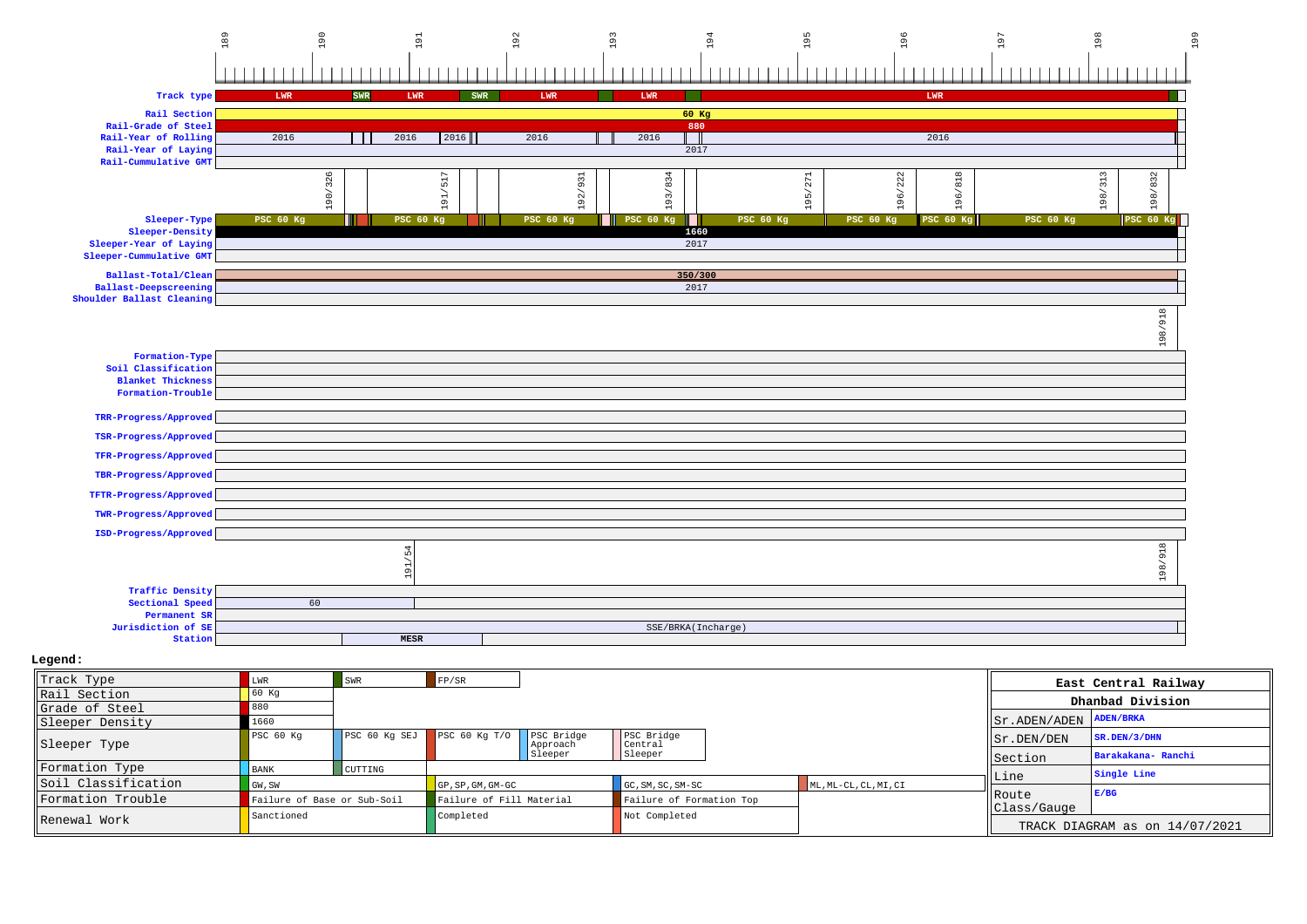189 190 191 192 193 194 195 196 197 198 199

**Track type**: LWR | SWR | LWR | SWR | LWR | LWR | LWR

**Rail Section**: 60 Kg

**Rail-Grade of Steel**: 880

**Rail-Year of Rolling**: 2016 | 2016 | 2016 | 2016 | 2016 | 2016

**Rail-Year of Laying**: 2017

**Rail-Cummulative GMT**

190/326 191/517 192/931 193/834 195/271 196/222 196/818 198/313 198/832

**Sleeper-Type**: PSC 60 Kg | PSC 60 Kg | PSC 60 Kg | PSC 60 Kg | PSC 60 Kg | PSC 60 Kg | PSC 60 Kg | PSC 60 Kg | PSC 60 Kg

**Sleeper-Density**: 1660

**Sleeper-Year of Laying**: 2017

**Sleeper-Cummulative GMT**

**Ballast-Total/Clean**: 350/300

**Ballast-Deepscreening**: 2017

**Shoulder Ballast Cleaning**

198/918

**Formation-Type**

**Soil Classification**

**Blanket Thickness**

**Formation-Trouble**

**TRR-Progress/Approved**

**TSR-Progress/Approved**

**TFR-Progress/Approved**

**TBR-Progress/Approved**

**TFTR-Progress/Approved**

**TWR-Progress/Approved**

**ISD-Progress/Approved**

191/54 198/918

**Traffic Density**

**Sectional Speed**: 60

**Permanent SR**

**Jurisdiction of SE**: SSE/BRKA(Incharge)

**Station**: MESR

## Legend:

| | | | | | |
|---|---|---|---|---|---|
| Track Type | LWR | SWR | FP/SR | | |
| Rail Section | 60 Kg | | | | |
| Grade of Steel | 880 | | | | |
| Sleeper Density | 1660 | | | | |
| Sleeper Type | PSC 60 Kg | PSC 60 Kg SEJ | PSC 60 Kg T/O | PSC Bridge Approach Sleeper | PSC Bridge Central Sleeper |
| Formation Type | BANK | CUTTING | | | |
| Soil Classification | GW,SW | | GP,SP,GM,GM-GC | GC,SM,SC,SM-SC | ML,ML-CL,CL,MI,CI |
| Formation Trouble | Failure of Base or Sub-Soil | | Failure of Fill Material | Failure of Formation Top | |
| Renewal Work | Sanctioned | | Completed | Not Completed | |

| East Central Railway | |
|---|---|
| Dhanbad Division | |
| Sr.ADEN/ADEN | ADEN/BRKA |
| Sr.DEN/DEN | SR.DEN/3/DHN |
| Section | Barakakana- Ranchi |
| Line | Single Line |
| Route Class/Gauge | E/BG |
| TRACK DIAGRAM as on 14/07/2021 | |